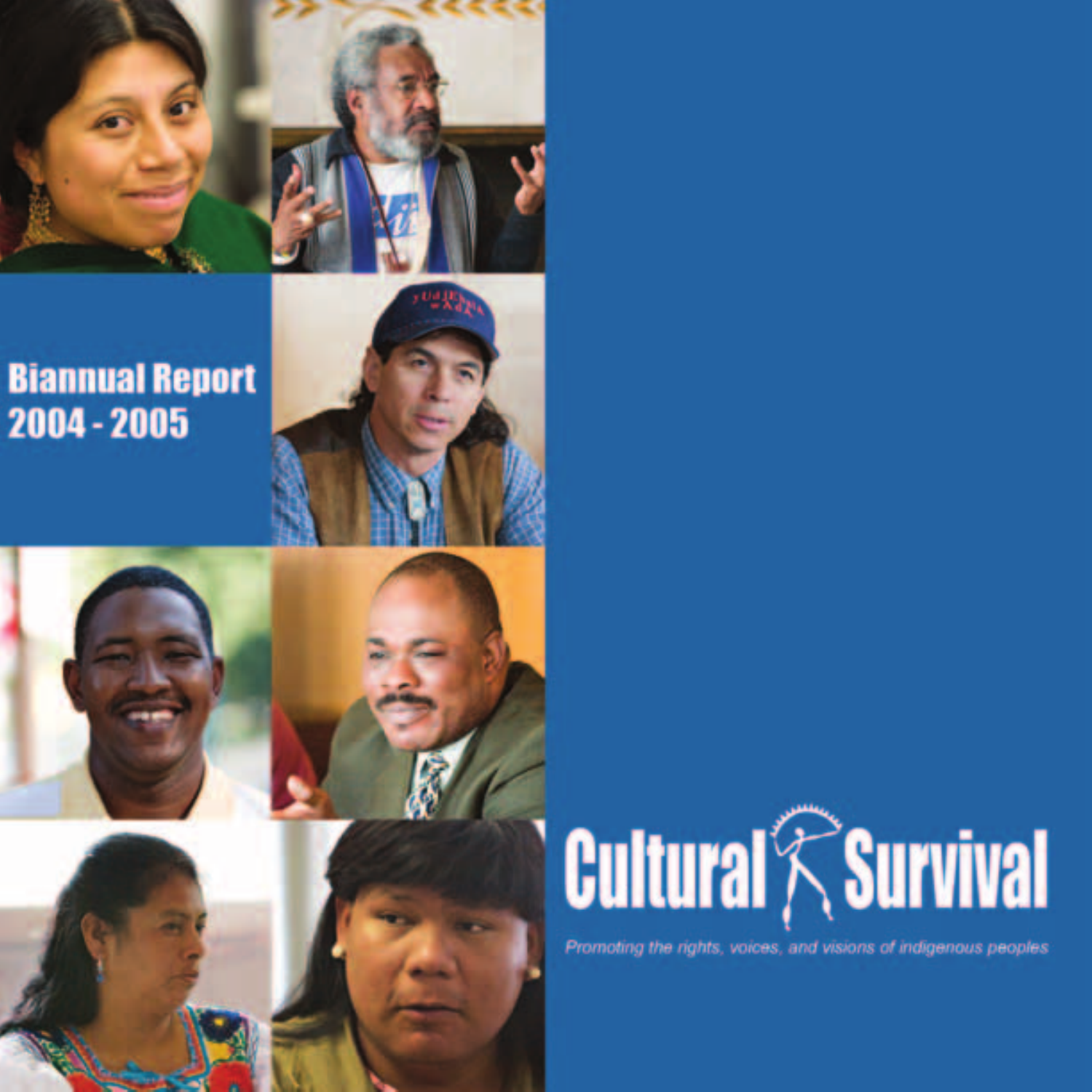# Biannual Report 2004 - 2005

# Cultural Survival

*Promoting the rights, voices, and visions of indigenous peoples*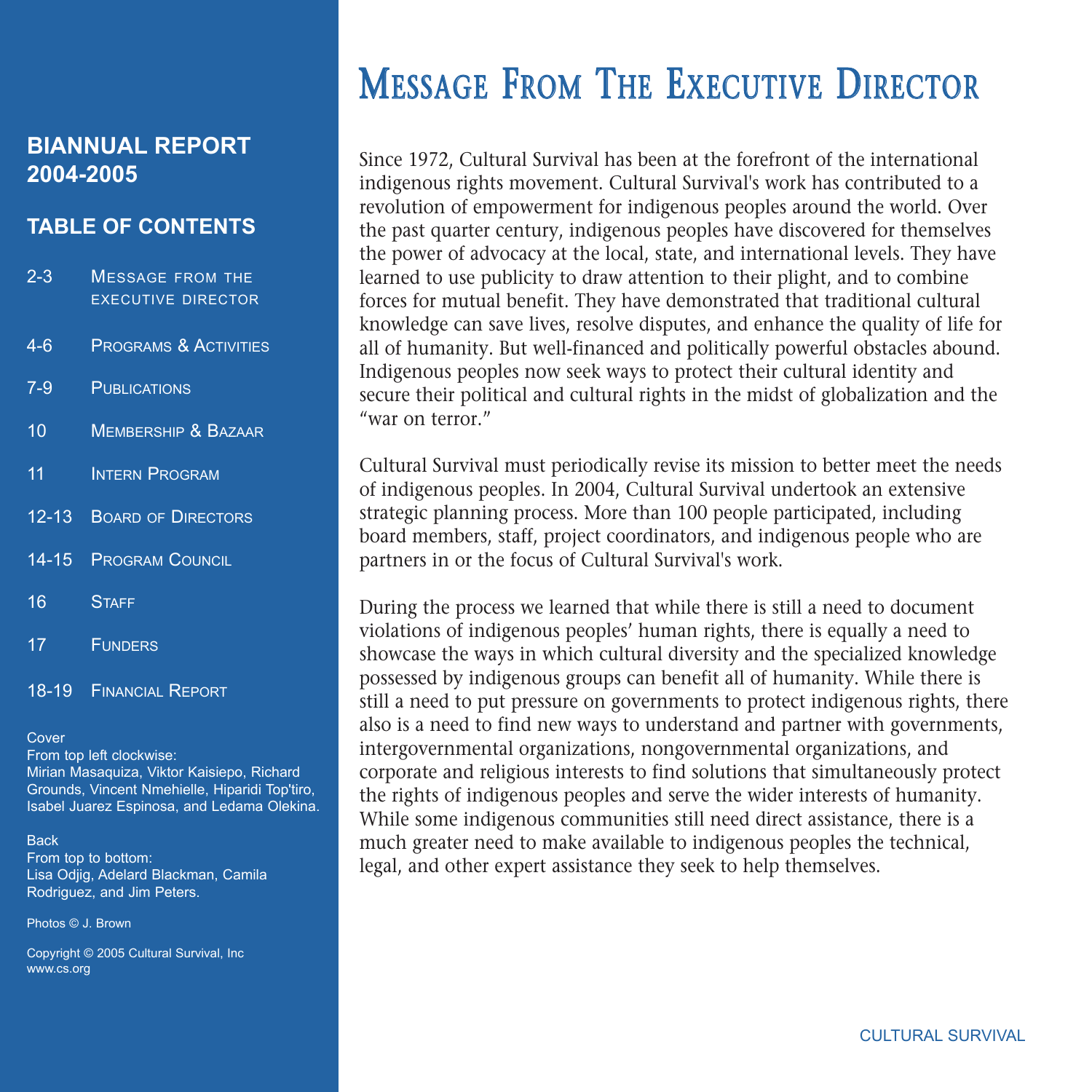## BIANNUAL REPORT 2004-2005

### TABLE OF CONTENTS

| | |
|---|---|
| 2-3 | Message from the executive director |
| 4-6 | Programs & Activities |
| 7-9 | Publications |
| 10 | Membership & Bazaar |
| 11 | Intern Program |
| 12-13 | Board of Directors |
| 14-15 | Program Council |
| 16 | Staff |
| 17 | Funders |
| 18-19 | Financial Report |

Cover
From top left clockwise:
Mirian Masaquiza, Viktor Kaisiepo, Richard Grounds, Vincent Nmehielle, Hiparidi Top'tiro, Isabel Juarez Espinosa, and Ledama Olekina.

Back
From top to bottom:
Lisa Odjig, Adelard Blackman, Camila Rodriguez, and Jim Peters.

Photos © J. Brown

Copyright © 2005 Cultural Survival, Inc
www.cs.org

# Message From The Executive Director

Since 1972, Cultural Survival has been at the forefront of the international indigenous rights movement. Cultural Survival's work has contributed to a revolution of empowerment for indigenous peoples around the world. Over the past quarter century, indigenous peoples have discovered for themselves the power of advocacy at the local, state, and international levels. They have learned to use publicity to draw attention to their plight, and to combine forces for mutual benefit. They have demonstrated that traditional cultural knowledge can save lives, resolve disputes, and enhance the quality of life for all of humanity. But well-financed and politically powerful obstacles abound. Indigenous peoples now seek ways to protect their cultural identity and secure their political and cultural rights in the midst of globalization and the "war on terror."

Cultural Survival must periodically revise its mission to better meet the needs of indigenous peoples. In 2004, Cultural Survival undertook an extensive strategic planning process. More than 100 people participated, including board members, staff, project coordinators, and indigenous people who are partners in or the focus of Cultural Survival's work.

During the process we learned that while there is still a need to document violations of indigenous peoples' human rights, there is equally a need to showcase the ways in which cultural diversity and the specialized knowledge possessed by indigenous groups can benefit all of humanity. While there is still a need to put pressure on governments to protect indigenous rights, there also is a need to find new ways to understand and partner with governments, intergovernmental organizations, nongovernmental organizations, and corporate and religious interests to find solutions that simultaneously protect the rights of indigenous peoples and serve the wider interests of humanity. While some indigenous communities still need direct assistance, there is a much greater need to make available to indigenous peoples the technical, legal, and other expert assistance they seek to help themselves.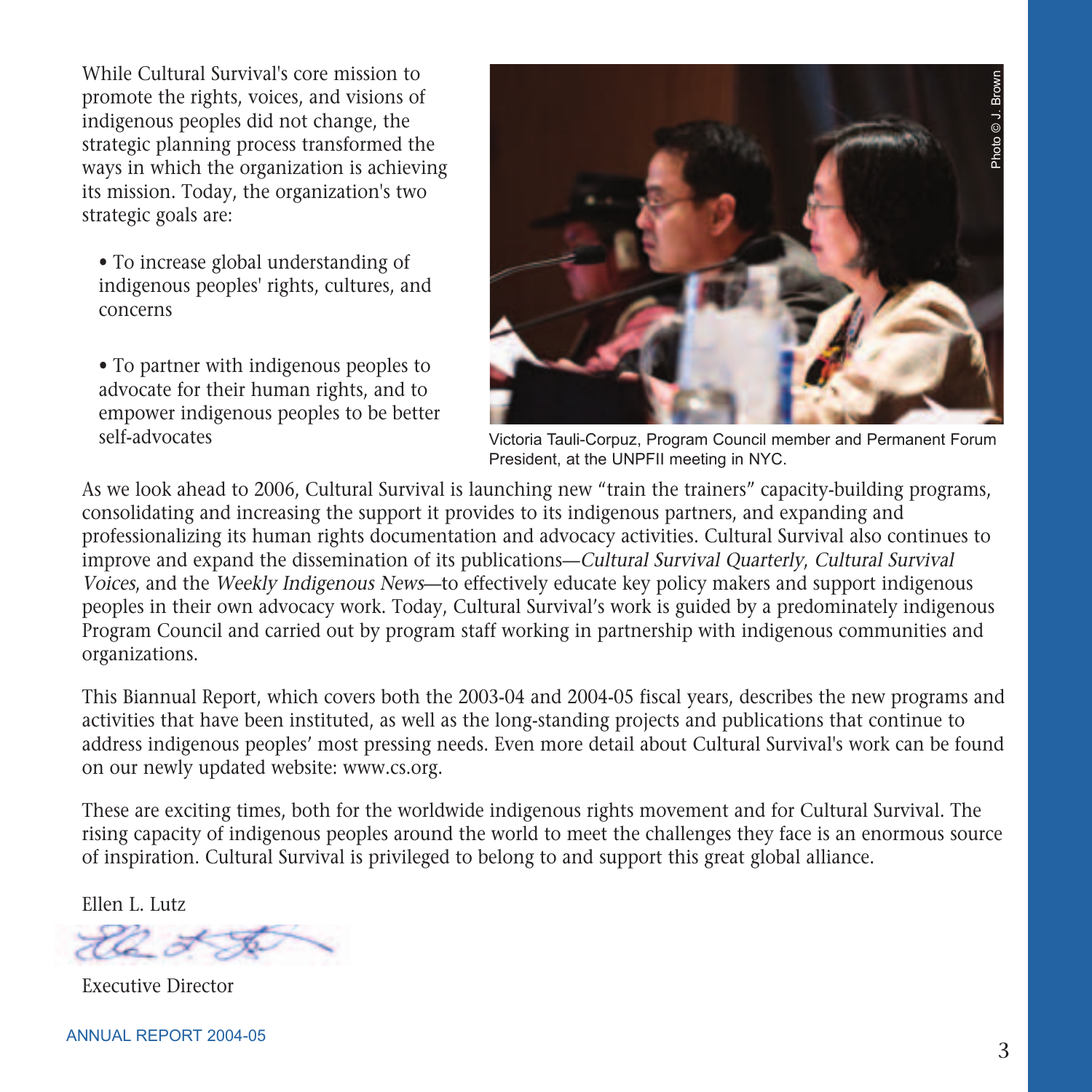While Cultural Survival's core mission to promote the rights, voices, and visions of indigenous peoples did not change, the strategic planning process transformed the ways in which the organization is achieving its mission. Today, the organization's two strategic goals are:

- To increase global understanding of indigenous peoples' rights, cultures, and concerns
- To partner with indigenous peoples to advocate for their human rights, and to empower indigenous peoples to be better self-advocates

Photo © J. Brown

Victoria Tauli-Corpuz, Program Council member and Permanent Forum President, at the UNPFII meeting in NYC.

As we look ahead to 2006, Cultural Survival is launching new "train the trainers" capacity-building programs, consolidating and increasing the support it provides to its indigenous partners, and expanding and professionalizing its human rights documentation and advocacy activities. Cultural Survival also continues to improve and expand the dissemination of its publications—*Cultural Survival Quarterly*, *Cultural Survival Voices*, and the *Weekly Indigenous News*—to effectively educate key policy makers and support indigenous peoples in their own advocacy work. Today, Cultural Survival's work is guided by a predominately indigenous Program Council and carried out by program staff working in partnership with indigenous communities and organizations.

This Biannual Report, which covers both the 2003-04 and 2004-05 fiscal years, describes the new programs and activities that have been instituted, as well as the long-standing projects and publications that continue to address indigenous peoples' most pressing needs. Even more detail about Cultural Survival's work can be found on our newly updated website: www.cs.org.

These are exciting times, both for the worldwide indigenous rights movement and for Cultural Survival. The rising capacity of indigenous peoples around the world to meet the challenges they face is an enormous source of inspiration. Cultural Survival is privileged to belong to and support this great global alliance.

Ellen L. Lutz

Executive Director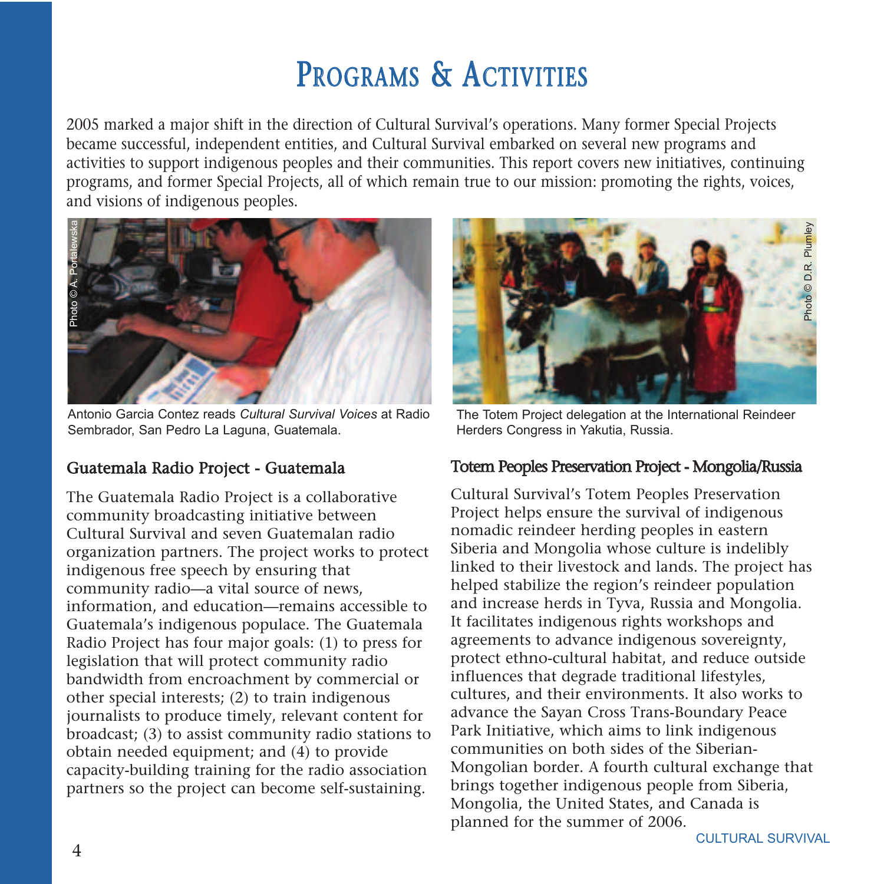# Programs & Activities

2005 marked a major shift in the direction of Cultural Survival's operations. Many former Special Projects became successful, independent entities, and Cultural Survival embarked on several new programs and activities to support indigenous peoples and their communities. This report covers new initiatives, continuing programs, and former Special Projects, all of which remain true to our mission: promoting the rights, voices, and visions of indigenous peoples.

Photo © A. Portalewska

Antonio Garcia Contez reads *Cultural Survival Voices* at Radio Sembrador, San Pedro La Laguna, Guatemala.

## Guatemala Radio Project - Guatemala

The Guatemala Radio Project is a collaborative community broadcasting initiative between Cultural Survival and seven Guatemalan radio organization partners. The project works to protect indigenous free speech by ensuring that community radio—a vital source of news, information, and education—remains accessible to Guatemala's indigenous populace. The Guatemala Radio Project has four major goals: (1) to press for legislation that will protect community radio bandwidth from encroachment by commercial or other special interests; (2) to train indigenous journalists to produce timely, relevant content for broadcast; (3) to assist community radio stations to obtain needed equipment; and (4) to provide capacity-building training for the radio association partners so the project can become self-sustaining.

Photo © D.R. Plumley

The Totem Project delegation at the International Reindeer Herders Congress in Yakutia, Russia.

## Totem Peoples Preservation Project - Mongolia/Russia

Cultural Survival's Totem Peoples Preservation Project helps ensure the survival of indigenous nomadic reindeer herding peoples in eastern Siberia and Mongolia whose culture is indelibly linked to their livestock and lands. The project has helped stabilize the region's reindeer population and increase herds in Tyva, Russia and Mongolia. It facilitates indigenous rights workshops and agreements to advance indigenous sovereignty, protect ethno-cultural habitat, and reduce outside influences that degrade traditional lifestyles, cultures, and their environments. It also works to advance the Sayan Cross Trans-Boundary Peace Park Initiative, which aims to link indigenous communities on both sides of the Siberian-Mongolian border. A fourth cultural exchange that brings together indigenous people from Siberia, Mongolia, the United States, and Canada is planned for the summer of 2006.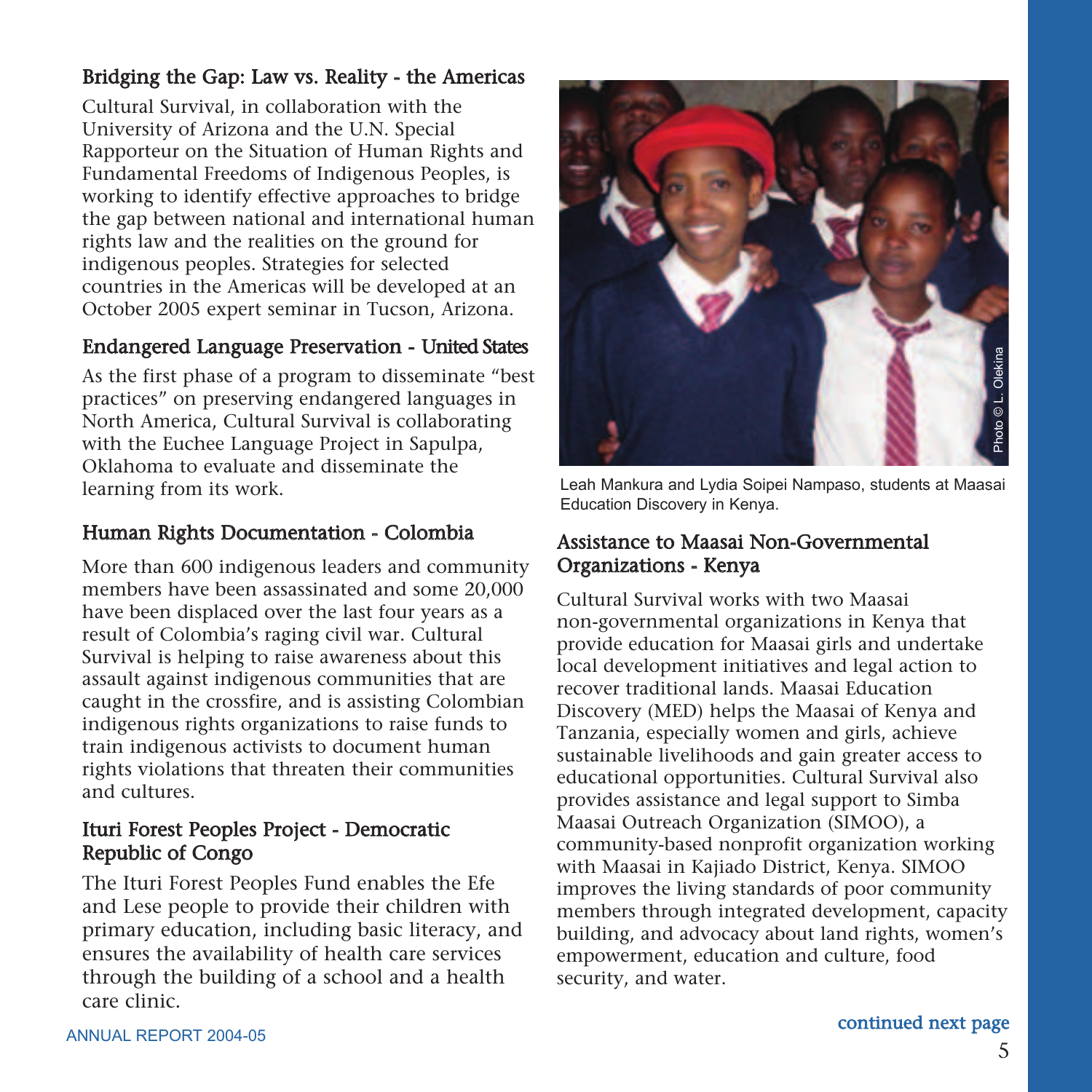## Bridging the Gap: Law vs. Reality - the Americas

Cultural Survival, in collaboration with the University of Arizona and the U.N. Special Rapporteur on the Situation of Human Rights and Fundamental Freedoms of Indigenous Peoples, is working to identify effective approaches to bridge the gap between national and international human rights law and the realities on the ground for indigenous peoples. Strategies for selected countries in the Americas will be developed at an October 2005 expert seminar in Tucson, Arizona.

## Endangered Language Preservation - United States

As the first phase of a program to disseminate "best practices" on preserving endangered languages in North America, Cultural Survival is collaborating with the Euchee Language Project in Sapulpa, Oklahoma to evaluate and disseminate the learning from its work.

## Human Rights Documentation - Colombia

More than 600 indigenous leaders and community members have been assassinated and some 20,000 have been displaced over the last four years as a result of Colombia's raging civil war. Cultural Survival is helping to raise awareness about this assault against indigenous communities that are caught in the crossfire, and is assisting Colombian indigenous rights organizations to raise funds to train indigenous activists to document human rights violations that threaten their communities and cultures.

## Ituri Forest Peoples Project - Democratic Republic of Congo

The Ituri Forest Peoples Fund enables the Efe and Lese people to provide their children with primary education, including basic literacy, and ensures the availability of health care services through the building of a school and a health care clinic.

Photo © L. Olekina

Leah Mankura and Lydia Soipei Nampaso, students at Maasai Education Discovery in Kenya.

## Assistance to Maasai Non-Governmental Organizations - Kenya

Cultural Survival works with two Maasai non-governmental organizations in Kenya that provide education for Maasai girls and undertake local development initiatives and legal action to recover traditional lands. Maasai Education Discovery (MED) helps the Maasai of Kenya and Tanzania, especially women and girls, achieve sustainable livelihoods and gain greater access to educational opportunities. Cultural Survival also provides assistance and legal support to Simba Maasai Outreach Organization (SIMOO), a community-based nonprofit organization working with Maasai in Kajiado District, Kenya. SIMOO improves the living standards of poor community members through integrated development, capacity building, and advocacy about land rights, women's empowerment, education and culture, food security, and water.

**continued next page**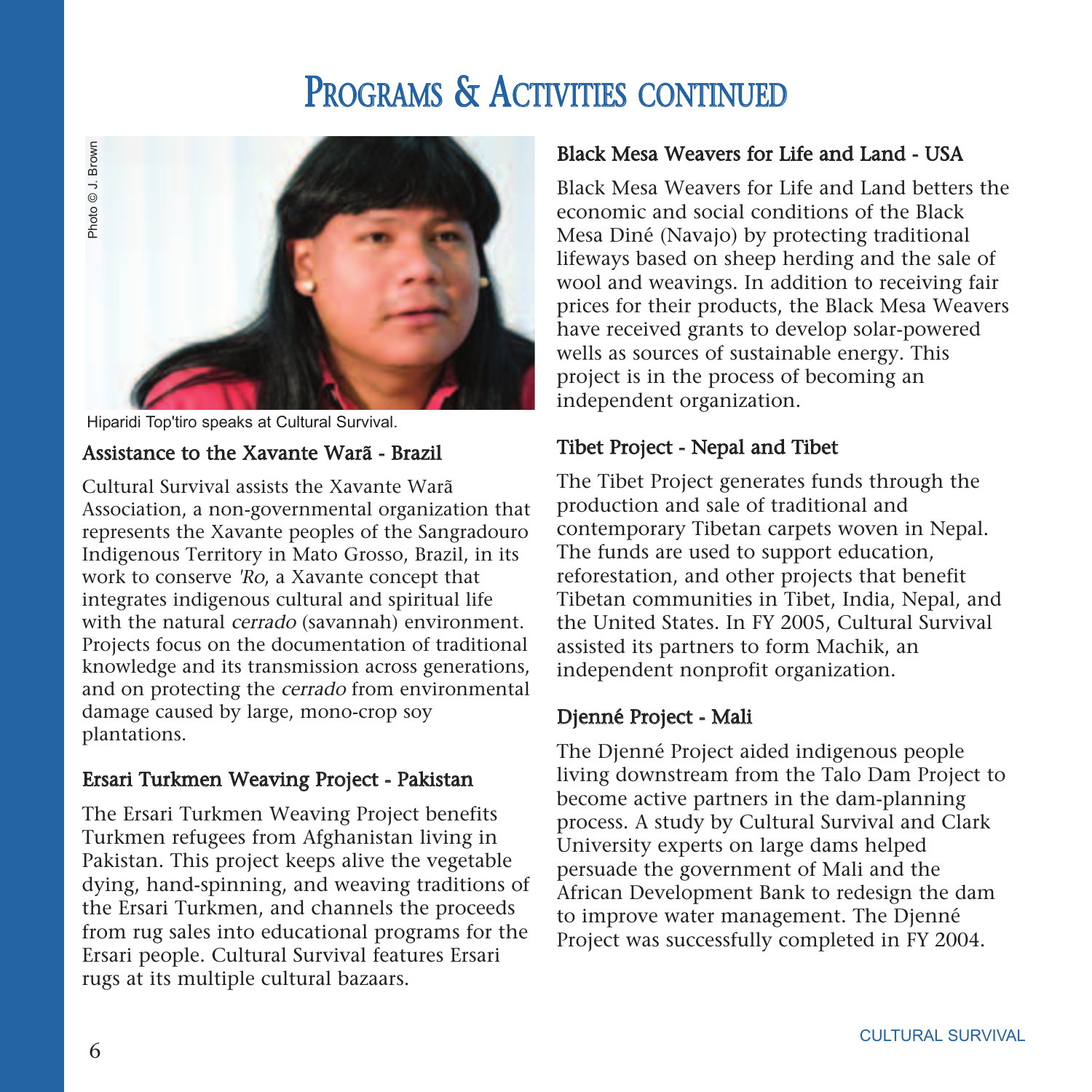# Programs & Activities continued

Photo © J. Brown

Hiparidi Top'tiro speaks at Cultural Survival.

### Assistance to the Xavante Warã - Brazil

Cultural Survival assists the Xavante Warã Association, a non-governmental organization that represents the Xavante peoples of the Sangradouro Indigenous Territory in Mato Grosso, Brazil, in its work to conserve *'Ro*, a Xavante concept that integrates indigenous cultural and spiritual life with the natural *cerrado* (savannah) environment. Projects focus on the documentation of traditional knowledge and its transmission across generations, and on protecting the *cerrado* from environmental damage caused by large, mono-crop soy plantations.

### Ersari Turkmen Weaving Project - Pakistan

The Ersari Turkmen Weaving Project benefits Turkmen refugees from Afghanistan living in Pakistan. This project keeps alive the vegetable dying, hand-spinning, and weaving traditions of the Ersari Turkmen, and channels the proceeds from rug sales into educational programs for the Ersari people. Cultural Survival features Ersari rugs at its multiple cultural bazaars.

### Black Mesa Weavers for Life and Land - USA

Black Mesa Weavers for Life and Land betters the economic and social conditions of the Black Mesa Diné (Navajo) by protecting traditional lifeways based on sheep herding and the sale of wool and weavings. In addition to receiving fair prices for their products, the Black Mesa Weavers have received grants to develop solar-powered wells as sources of sustainable energy. This project is in the process of becoming an independent organization.

### Tibet Project - Nepal and Tibet

The Tibet Project generates funds through the production and sale of traditional and contemporary Tibetan carpets woven in Nepal. The funds are used to support education, reforestation, and other projects that benefit Tibetan communities in Tibet, India, Nepal, and the United States. In FY 2005, Cultural Survival assisted its partners to form Machik, an independent nonprofit organization.

### Djenné Project - Mali

The Djenné Project aided indigenous people living downstream from the Talo Dam Project to become active partners in the dam-planning process. A study by Cultural Survival and Clark University experts on large dams helped persuade the government of Mali and the African Development Bank to redesign the dam to improve water management. The Djenné Project was successfully completed in FY 2004.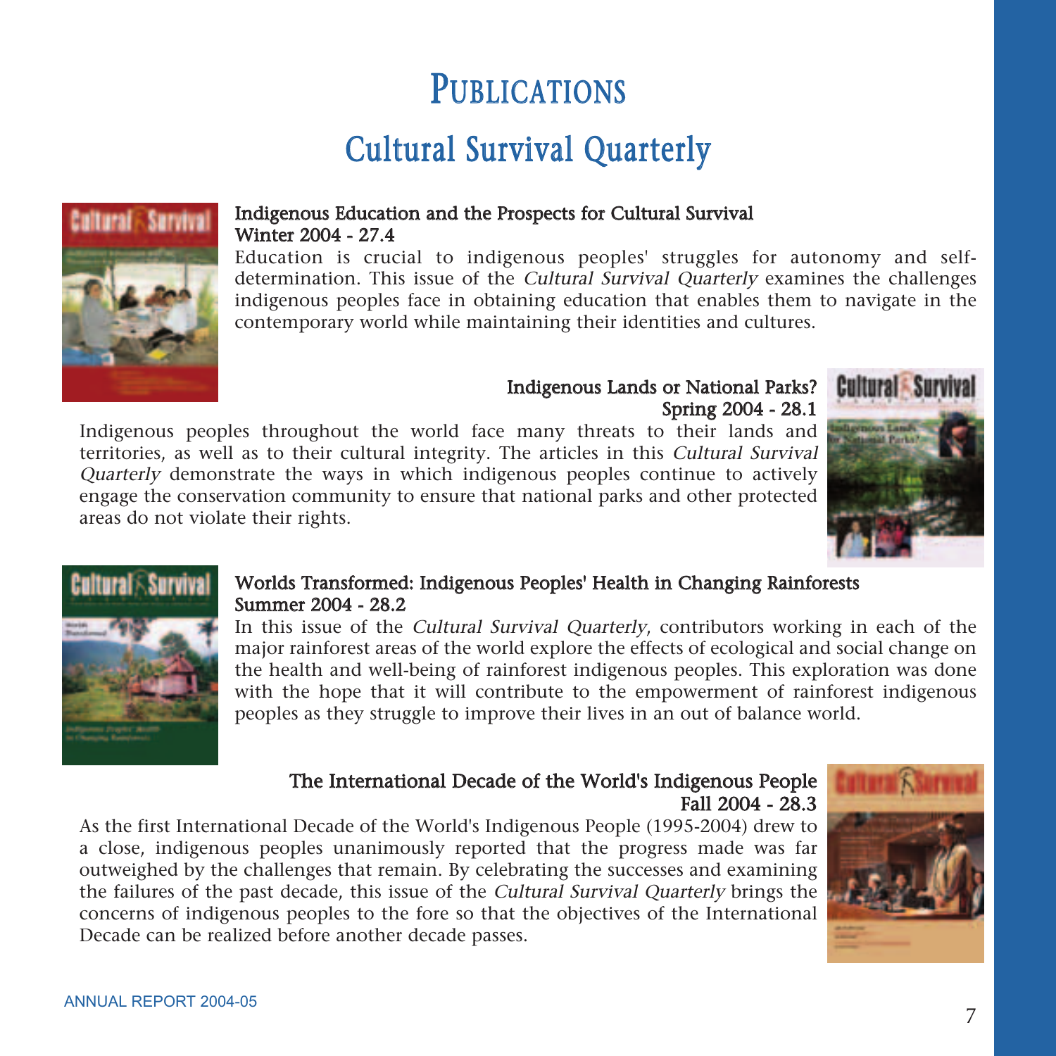# PUBLICATIONS

## Cultural Survival Quarterly

### Indigenous Education and the Prospects for Cultural Survival
**Winter 2004 - 27.4**

Education is crucial to indigenous peoples' struggles for autonomy and self-determination. This issue of the *Cultural Survival Quarterly* examines the challenges indigenous peoples face in obtaining education that enables them to navigate in the contemporary world while maintaining their identities and cultures.

### Indigenous Lands or National Parks?
**Spring 2004 - 28.1**

Indigenous peoples throughout the world face many threats to their lands and territories, as well as to their cultural integrity. The articles in this *Cultural Survival Quarterly* demonstrate the ways in which indigenous peoples continue to actively engage the conservation community to ensure that national parks and other protected areas do not violate their rights.

### Worlds Transformed: Indigenous Peoples' Health in Changing Rainforests
**Summer 2004 - 28.2**

In this issue of the *Cultural Survival Quarterly*, contributors working in each of the major rainforest areas of the world explore the effects of ecological and social change on the health and well-being of rainforest indigenous peoples. This exploration was done with the hope that it will contribute to the empowerment of rainforest indigenous peoples as they struggle to improve their lives in an out of balance world.

### The International Decade of the World's Indigenous People
**Fall 2004 - 28.3**

As the first International Decade of the World's Indigenous People (1995-2004) drew to a close, indigenous peoples unanimously reported that the progress made was far outweighed by the challenges that remain. By celebrating the successes and examining the failures of the past decade, this issue of the *Cultural Survival Quarterly* brings the concerns of indigenous peoples to the fore so that the objectives of the International Decade can be realized before another decade passes.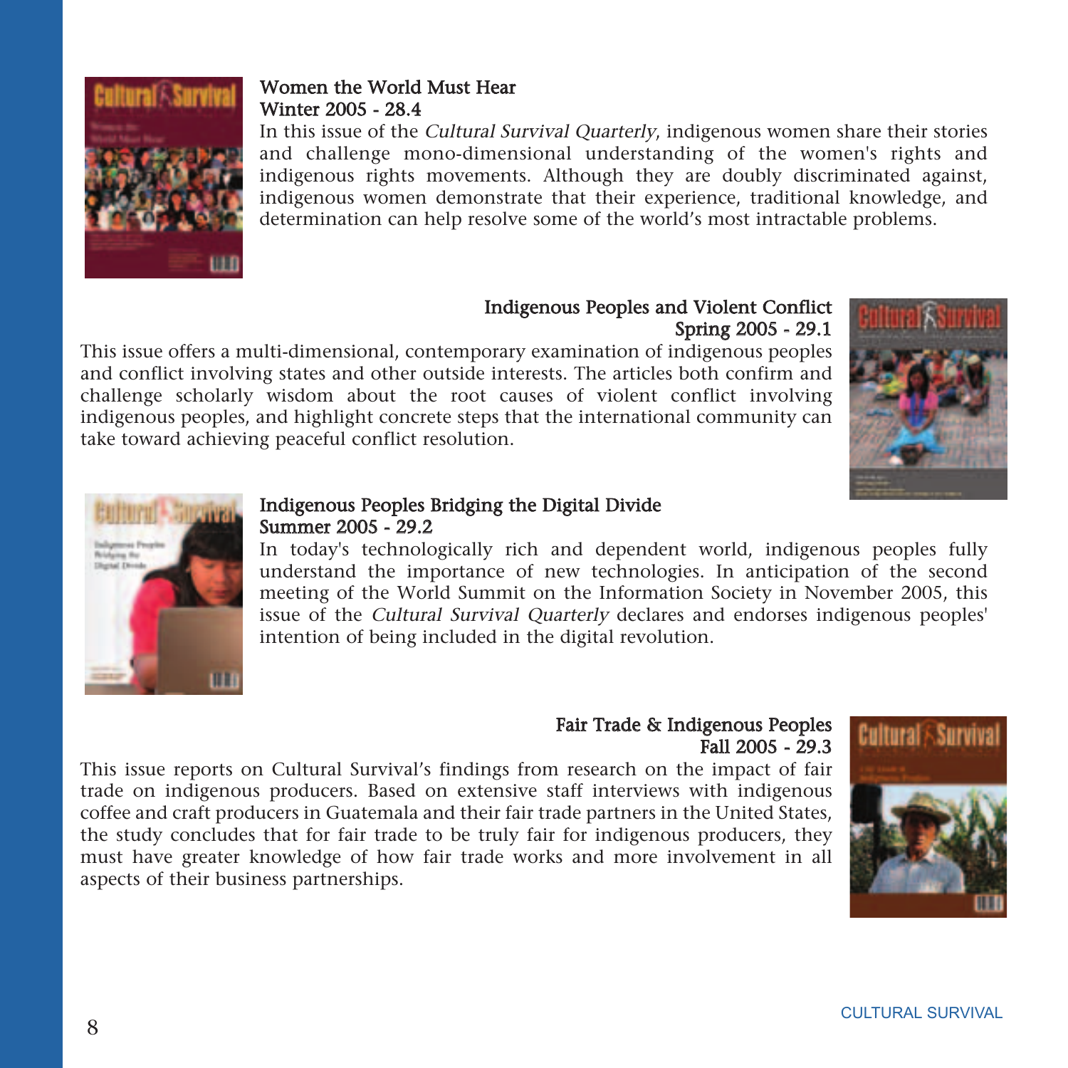### Women the World Must Hear
**Winter 2005 - 28.4**

In this issue of the *Cultural Survival Quarterly*, indigenous women share their stories and challenge mono-dimensional understanding of the women's rights and indigenous rights movements. Although they are doubly discriminated against, indigenous women demonstrate that their experience, traditional knowledge, and determination can help resolve some of the world's most intractable problems.

### Indigenous Peoples and Violent Conflict
**Spring 2005 - 29.1**

This issue offers a multi-dimensional, contemporary examination of indigenous peoples and conflict involving states and other outside interests. The articles both confirm and challenge scholarly wisdom about the root causes of violent conflict involving indigenous peoples, and highlight concrete steps that the international community can take toward achieving peaceful conflict resolution.

### Indigenous Peoples Bridging the Digital Divide
**Summer 2005 - 29.2**

In today's technologically rich and dependent world, indigenous peoples fully understand the importance of new technologies. In anticipation of the second meeting of the World Summit on the Information Society in November 2005, this issue of the *Cultural Survival Quarterly* declares and endorses indigenous peoples' intention of being included in the digital revolution.

### Fair Trade & Indigenous Peoples
**Fall 2005 - 29.3**

This issue reports on Cultural Survival's findings from research on the impact of fair trade on indigenous producers. Based on extensive staff interviews with indigenous coffee and craft producers in Guatemala and their fair trade partners in the United States, the study concludes that for fair trade to be truly fair for indigenous producers, they must have greater knowledge of how fair trade works and more involvement in all aspects of their business partnerships.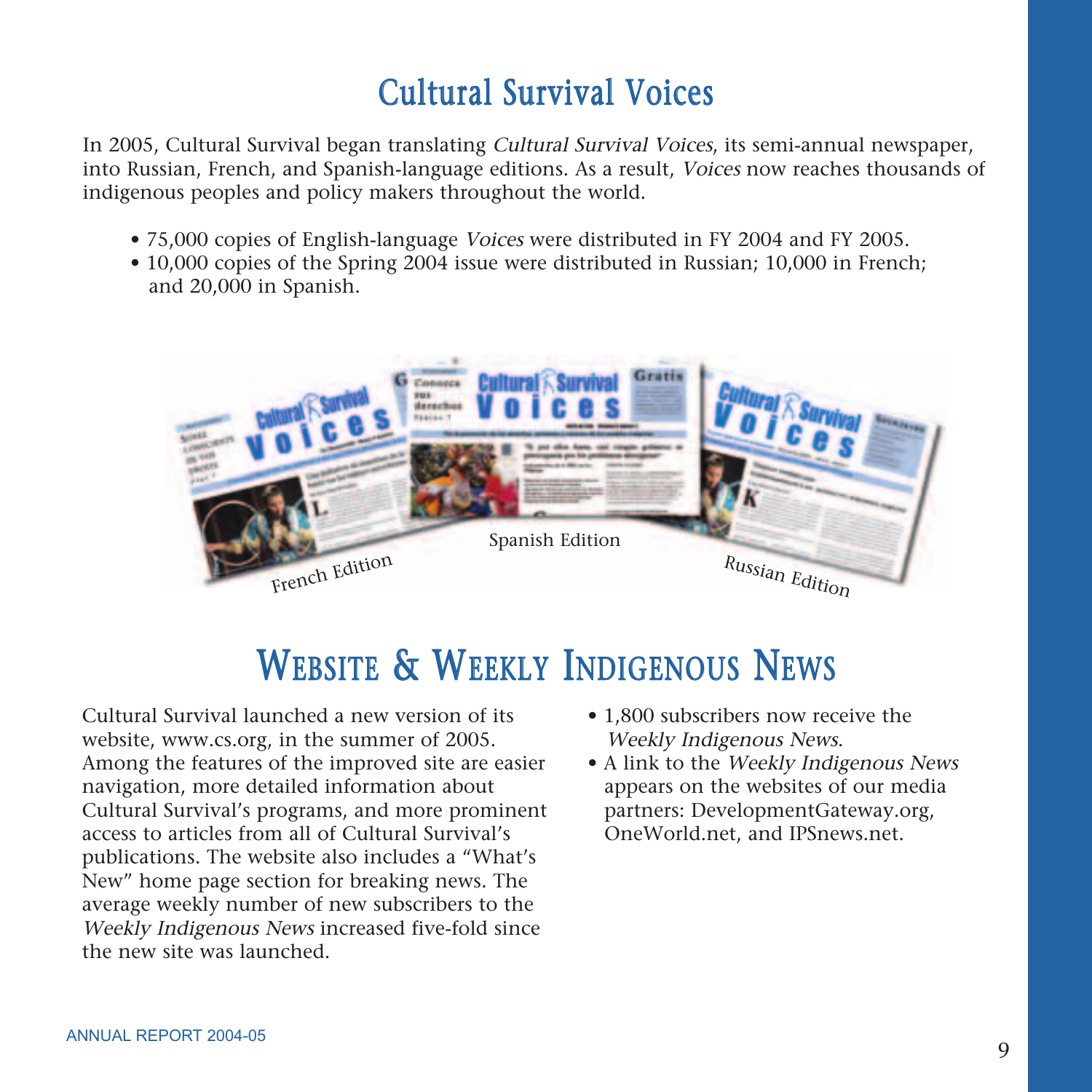# Cultural Survival Voices

In 2005, Cultural Survival began translating *Cultural Survival Voices*, its semi-annual newspaper, into Russian, French, and Spanish-language editions. As a result, *Voices* now reaches thousands of indigenous peoples and policy makers throughout the world.

- 75,000 copies of English-language *Voices* were distributed in FY 2004 and FY 2005.
- 10,000 copies of the Spring 2004 issue were distributed in Russian; 10,000 in French; and 20,000 in Spanish.

French Edition

Spanish Edition

Russian Edition

# Website & Weekly Indigenous News

Cultural Survival launched a new version of its website, www.cs.org, in the summer of 2005. Among the features of the improved site are easier navigation, more detailed information about Cultural Survival's programs, and more prominent access to articles from all of Cultural Survival's publications. The website also includes a "What's New" home page section for breaking news. The average weekly number of new subscribers to the *Weekly Indigenous News* increased five-fold since the new site was launched.

- 1,800 subscribers now receive the *Weekly Indigenous News*.
- A link to the *Weekly Indigenous News* appears on the websites of our media partners: DevelopmentGateway.org, OneWorld.net, and IPSnews.net.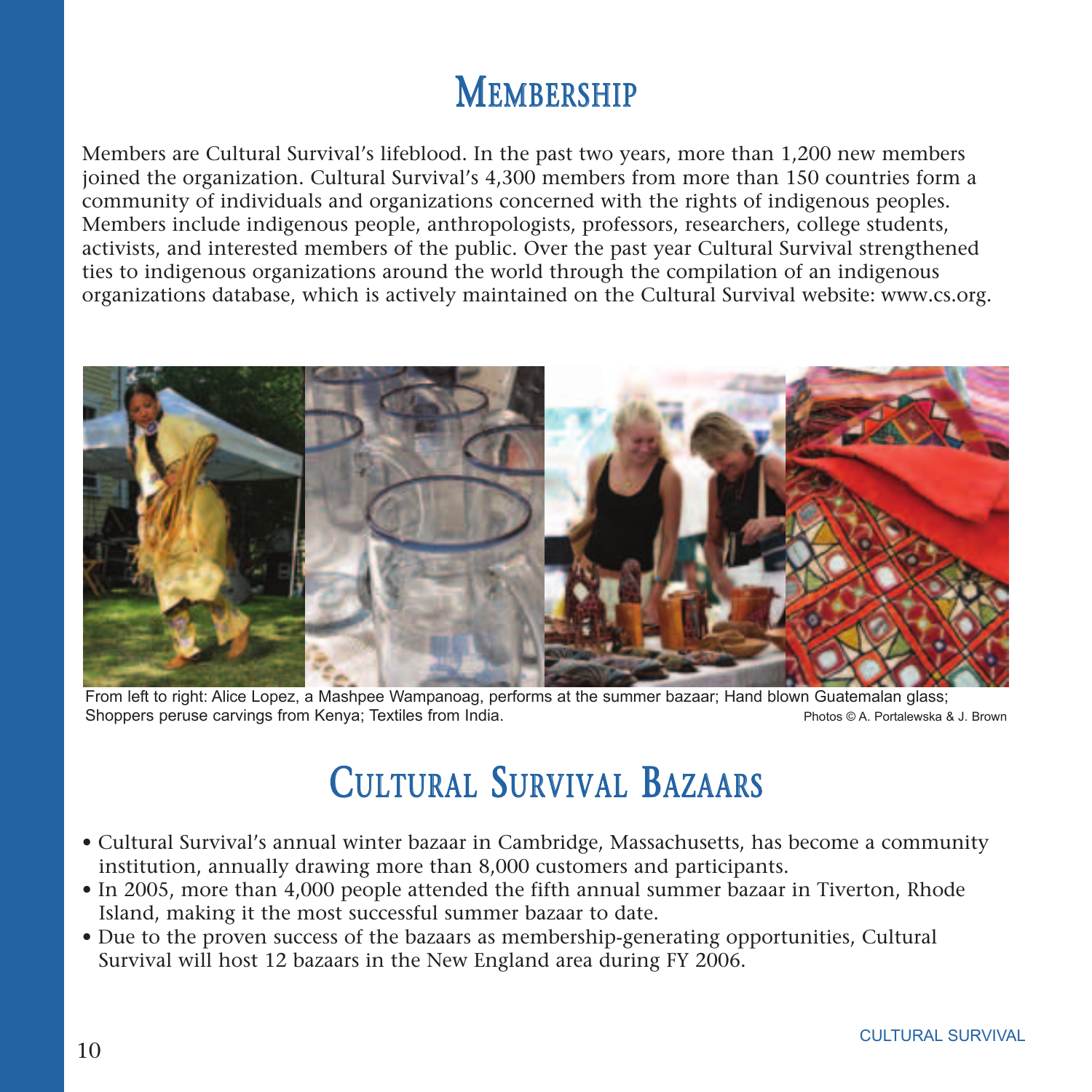# Membership

Members are Cultural Survival's lifeblood. In the past two years, more than 1,200 new members joined the organization. Cultural Survival's 4,300 members from more than 150 countries form a community of individuals and organizations concerned with the rights of indigenous peoples. Members include indigenous people, anthropologists, professors, researchers, college students, activists, and interested members of the public. Over the past year Cultural Survival strengthened ties to indigenous organizations around the world through the compilation of an indigenous organizations database, which is actively maintained on the Cultural Survival website: www.cs.org.

From left to right: Alice Lopez, a Mashpee Wampanoag, performs at the summer bazaar; Hand blown Guatemalan glass; Shoppers peruse carvings from Kenya; Textiles from India.

Photos © A. Portalewska & J. Brown

# Cultural Survival Bazaars

- Cultural Survival's annual winter bazaar in Cambridge, Massachusetts, has become a community institution, annually drawing more than 8,000 customers and participants.
- In 2005, more than 4,000 people attended the fifth annual summer bazaar in Tiverton, Rhode Island, making it the most successful summer bazaar to date.
- Due to the proven success of the bazaars as membership-generating opportunities, Cultural Survival will host 12 bazaars in the New England area during FY 2006.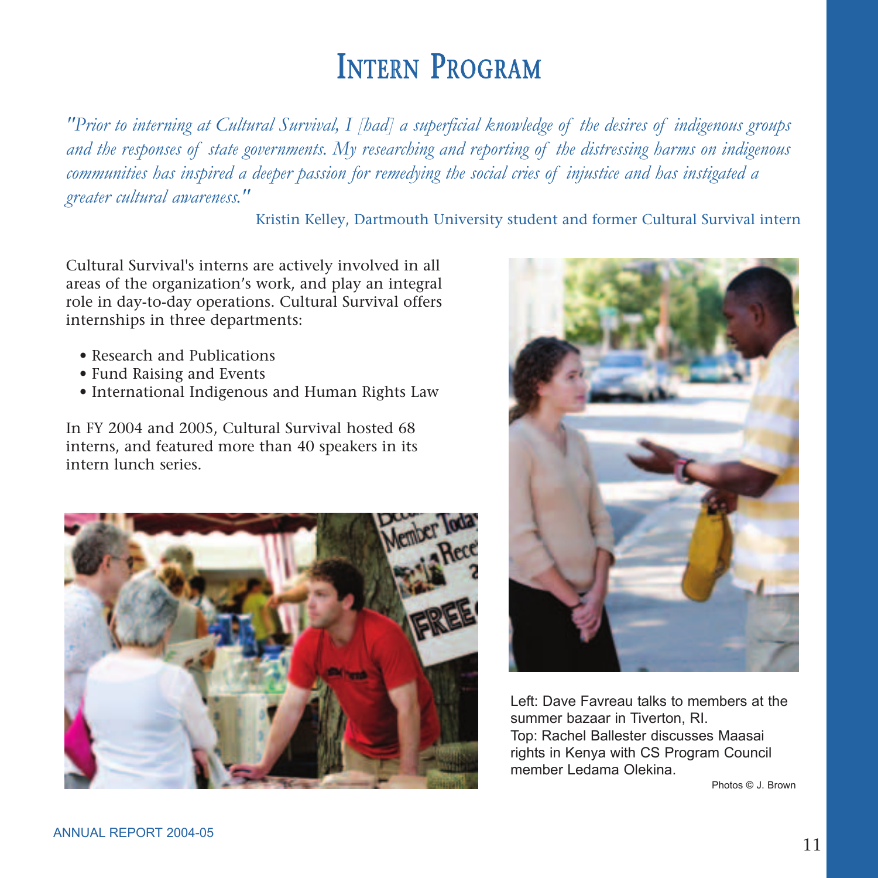# Intern Program

*"Prior to interning at Cultural Survival, I [had] a superficial knowledge of the desires of indigenous groups and the responses of state governments. My researching and reporting of the distressing harms on indigenous communities has inspired a deeper passion for remedying the social cries of injustice and has instigated a greater cultural awareness."*

Kristin Kelley, Dartmouth University student and former Cultural Survival intern

Cultural Survival's interns are actively involved in all areas of the organization's work, and play an integral role in day-to-day operations. Cultural Survival offers internships in three departments:

- Research and Publications
- Fund Raising and Events
- International Indigenous and Human Rights Law

In FY 2004 and 2005, Cultural Survival hosted 68 interns, and featured more than 40 speakers in its intern lunch series.

Left: Dave Favreau talks to members at the summer bazaar in Tiverton, RI.
Top: Rachel Ballester discusses Maasai rights in Kenya with CS Program Council member Ledama Olekina.

Photos © J. Brown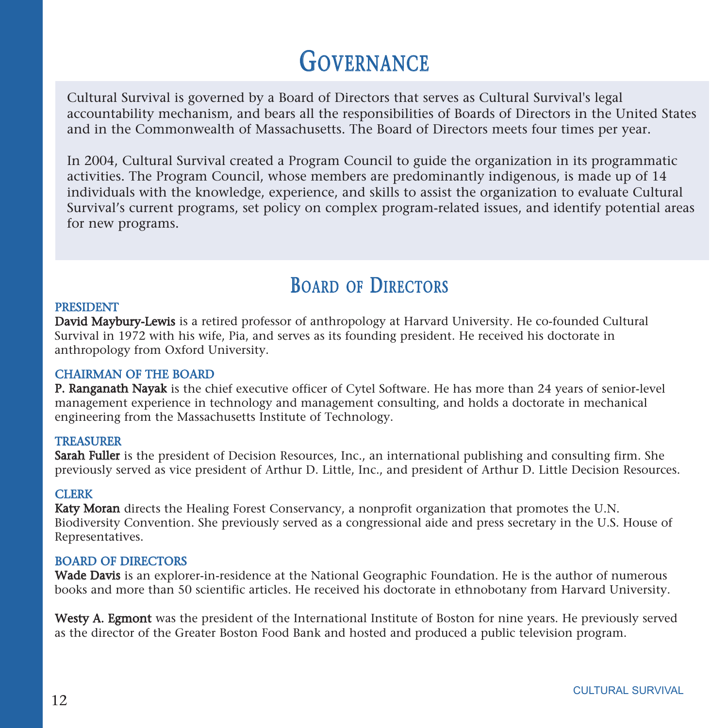# Governance

Cultural Survival is governed by a Board of Directors that serves as Cultural Survival's legal accountability mechanism, and bears all the responsibilities of Boards of Directors in the United States and in the Commonwealth of Massachusetts. The Board of Directors meets four times per year.

In 2004, Cultural Survival created a Program Council to guide the organization in its programmatic activities. The Program Council, whose members are predominantly indigenous, is made up of 14 individuals with the knowledge, experience, and skills to assist the organization to evaluate Cultural Survival's current programs, set policy on complex program-related issues, and identify potential areas for new programs.

## Board of Directors

### PRESIDENT

**David Maybury-Lewis** is a retired professor of anthropology at Harvard University. He co-founded Cultural Survival in 1972 with his wife, Pia, and serves as its founding president. He received his doctorate in anthropology from Oxford University.

### CHAIRMAN OF THE BOARD

**P. Ranganath Nayak** is the chief executive officer of Cytel Software. He has more than 24 years of senior-level management experience in technology and management consulting, and holds a doctorate in mechanical engineering from the Massachusetts Institute of Technology.

### TREASURER

**Sarah Fuller** is the president of Decision Resources, Inc., an international publishing and consulting firm. She previously served as vice president of Arthur D. Little, Inc., and president of Arthur D. Little Decision Resources.

### CLERK

**Katy Moran** directs the Healing Forest Conservancy, a nonprofit organization that promotes the U.N. Biodiversity Convention. She previously served as a congressional aide and press secretary in the U.S. House of Representatives.

### BOARD OF DIRECTORS

**Wade Davis** is an explorer-in-residence at the National Geographic Foundation. He is the author of numerous books and more than 50 scientific articles. He received his doctorate in ethnobotany from Harvard University.

**Westy A. Egmont** was the president of the International Institute of Boston for nine years. He previously served as the director of the Greater Boston Food Bank and hosted and produced a public television program.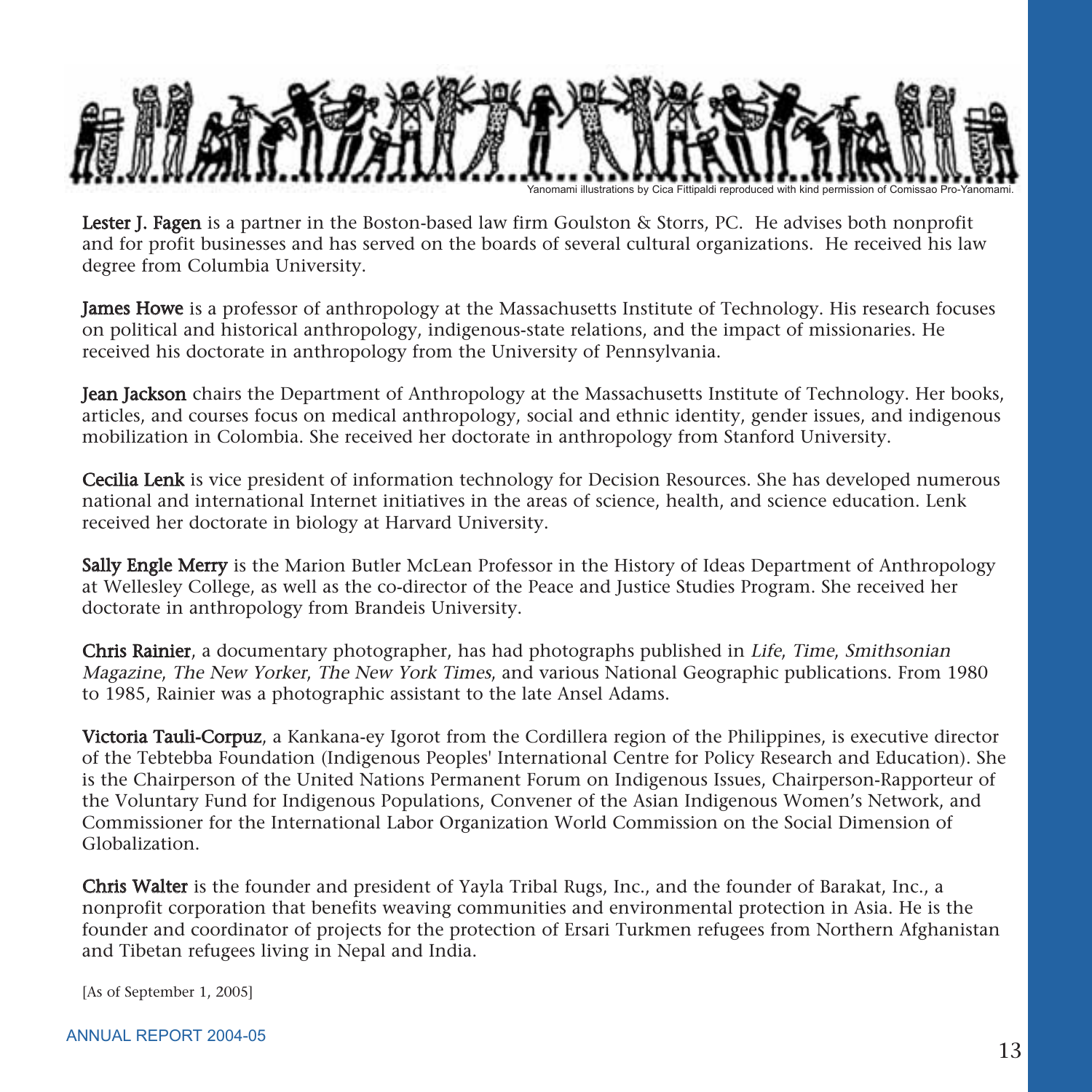Yanomami illustrations by Cica Fittipaldi reproduced with kind permission of Comissao Pro-Yanomami.

**Lester J. Fagen** is a partner in the Boston-based law firm Goulston & Storrs, PC. He advises both nonprofit and for profit businesses and has served on the boards of several cultural organizations. He received his law degree from Columbia University.

**James Howe** is a professor of anthropology at the Massachusetts Institute of Technology. His research focuses on political and historical anthropology, indigenous-state relations, and the impact of missionaries. He received his doctorate in anthropology from the University of Pennsylvania.

**Jean Jackson** chairs the Department of Anthropology at the Massachusetts Institute of Technology. Her books, articles, and courses focus on medical anthropology, social and ethnic identity, gender issues, and indigenous mobilization in Colombia. She received her doctorate in anthropology from Stanford University.

**Cecilia Lenk** is vice president of information technology for Decision Resources. She has developed numerous national and international Internet initiatives in the areas of science, health, and science education. Lenk received her doctorate in biology at Harvard University.

**Sally Engle Merry** is the Marion Butler McLean Professor in the History of Ideas Department of Anthropology at Wellesley College, as well as the co-director of the Peace and Justice Studies Program. She received her doctorate in anthropology from Brandeis University.

**Chris Rainier**, a documentary photographer, has had photographs published in *Life*, *Time*, *Smithsonian Magazine*, *The New Yorker*, *The New York Times*, and various National Geographic publications. From 1980 to 1985, Rainier was a photographic assistant to the late Ansel Adams.

**Victoria Tauli-Corpuz**, a Kankana-ey Igorot from the Cordillera region of the Philippines, is executive director of the Tebtebba Foundation (Indigenous Peoples' International Centre for Policy Research and Education). She is the Chairperson of the United Nations Permanent Forum on Indigenous Issues, Chairperson-Rapporteur of the Voluntary Fund for Indigenous Populations, Convener of the Asian Indigenous Women's Network, and Commissioner for the International Labor Organization World Commission on the Social Dimension of Globalization.

**Chris Walter** is the founder and president of Yayla Tribal Rugs, Inc., and the founder of Barakat, Inc., a nonprofit corporation that benefits weaving communities and environmental protection in Asia. He is the founder and coordinator of projects for the protection of Ersari Turkmen refugees from Northern Afghanistan and Tibetan refugees living in Nepal and India.

[As of September 1, 2005]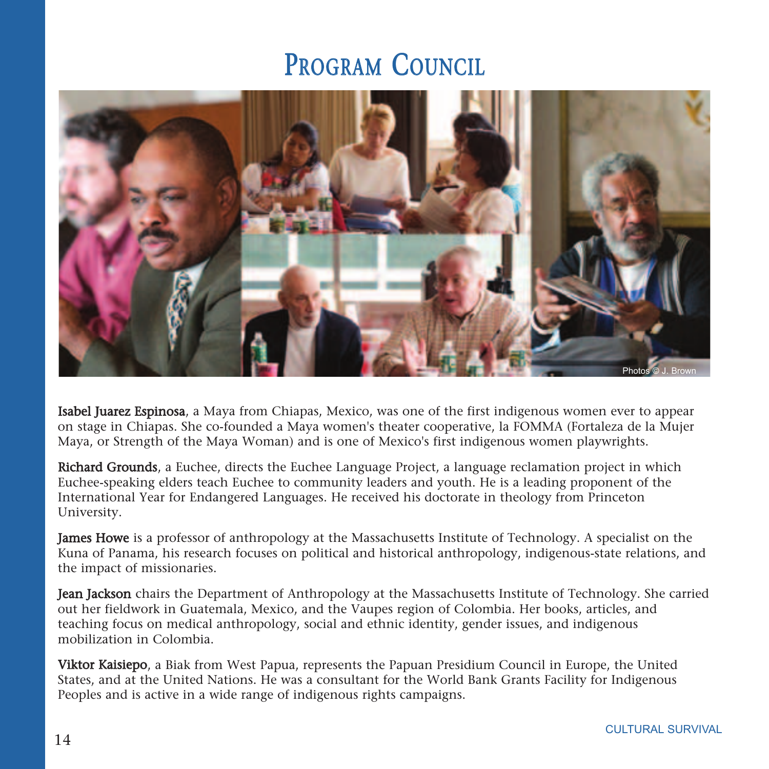# Program Council

Photos © J. Brown

**Isabel Juarez Espinosa**, a Maya from Chiapas, Mexico, was one of the first indigenous women ever to appear on stage in Chiapas. She co-founded a Maya women's theater cooperative, la FOMMA (Fortaleza de la Mujer Maya, or Strength of the Maya Woman) and is one of Mexico's first indigenous women playwrights.

**Richard Grounds**, a Euchee, directs the Euchee Language Project, a language reclamation project in which Euchee-speaking elders teach Euchee to community leaders and youth. He is a leading proponent of the International Year for Endangered Languages. He received his doctorate in theology from Princeton University.

**James Howe** is a professor of anthropology at the Massachusetts Institute of Technology. A specialist on the Kuna of Panama, his research focuses on political and historical anthropology, indigenous-state relations, and the impact of missionaries.

**Jean Jackson** chairs the Department of Anthropology at the Massachusetts Institute of Technology. She carried out her fieldwork in Guatemala, Mexico, and the Vaupes region of Colombia. Her books, articles, and teaching focus on medical anthropology, social and ethnic identity, gender issues, and indigenous mobilization in Colombia.

**Viktor Kaisiepo**, a Biak from West Papua, represents the Papuan Presidium Council in Europe, the United States, and at the United Nations. He was a consultant for the World Bank Grants Facility for Indigenous Peoples and is active in a wide range of indigenous rights campaigns.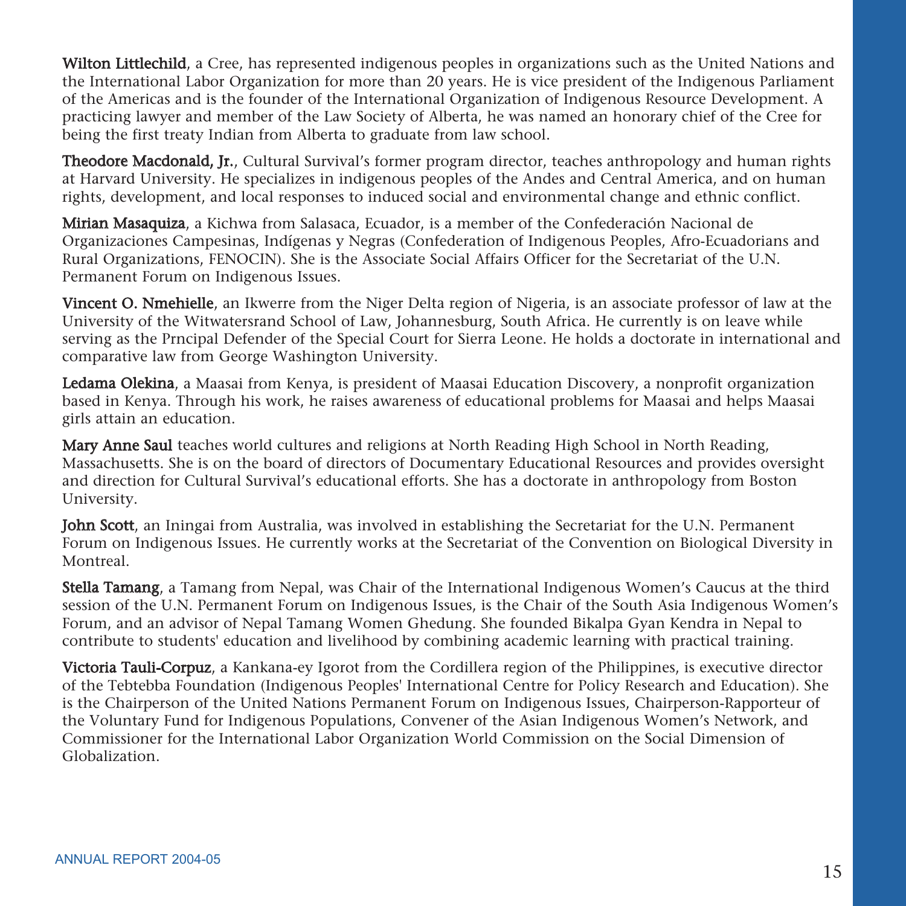**Wilton Littlechild**, a Cree, has represented indigenous peoples in organizations such as the United Nations and the International Labor Organization for more than 20 years. He is vice president of the Indigenous Parliament of the Americas and is the founder of the International Organization of Indigenous Resource Development. A practicing lawyer and member of the Law Society of Alberta, he was named an honorary chief of the Cree for being the first treaty Indian from Alberta to graduate from law school.

**Theodore Macdonald, Jr.**, Cultural Survival's former program director, teaches anthropology and human rights at Harvard University. He specializes in indigenous peoples of the Andes and Central America, and on human rights, development, and local responses to induced social and environmental change and ethnic conflict.

**Mirian Masaquiza**, a Kichwa from Salasaca, Ecuador, is a member of the Confederación Nacional de Organizaciones Campesinas, Indígenas y Negras (Confederation of Indigenous Peoples, Afro-Ecuadorians and Rural Organizations, FENOCIN). She is the Associate Social Affairs Officer for the Secretariat of the U.N. Permanent Forum on Indigenous Issues.

**Vincent O. Nmehielle**, an Ikwerre from the Niger Delta region of Nigeria, is an associate professor of law at the University of the Witwatersrand School of Law, Johannesburg, South Africa. He currently is on leave while serving as the Prncipal Defender of the Special Court for Sierra Leone. He holds a doctorate in international and comparative law from George Washington University.

**Ledama Olekina**, a Maasai from Kenya, is president of Maasai Education Discovery, a nonprofit organization based in Kenya. Through his work, he raises awareness of educational problems for Maasai and helps Maasai girls attain an education.

**Mary Anne Saul** teaches world cultures and religions at North Reading High School in North Reading, Massachusetts. She is on the board of directors of Documentary Educational Resources and provides oversight and direction for Cultural Survival's educational efforts. She has a doctorate in anthropology from Boston University.

**John Scott**, an Iningai from Australia, was involved in establishing the Secretariat for the U.N. Permanent Forum on Indigenous Issues. He currently works at the Secretariat of the Convention on Biological Diversity in Montreal.

**Stella Tamang**, a Tamang from Nepal, was Chair of the International Indigenous Women's Caucus at the third session of the U.N. Permanent Forum on Indigenous Issues, is the Chair of the South Asia Indigenous Women's Forum, and an advisor of Nepal Tamang Women Ghedung. She founded Bikalpa Gyan Kendra in Nepal to contribute to students' education and livelihood by combining academic learning with practical training.

**Victoria Tauli-Corpuz**, a Kankana-ey Igorot from the Cordillera region of the Philippines, is executive director of the Tebtebba Foundation (Indigenous Peoples' International Centre for Policy Research and Education). She is the Chairperson of the United Nations Permanent Forum on Indigenous Issues, Chairperson-Rapporteur of the Voluntary Fund for Indigenous Populations, Convener of the Asian Indigenous Women's Network, and Commissioner for the International Labor Organization World Commission on the Social Dimension of Globalization.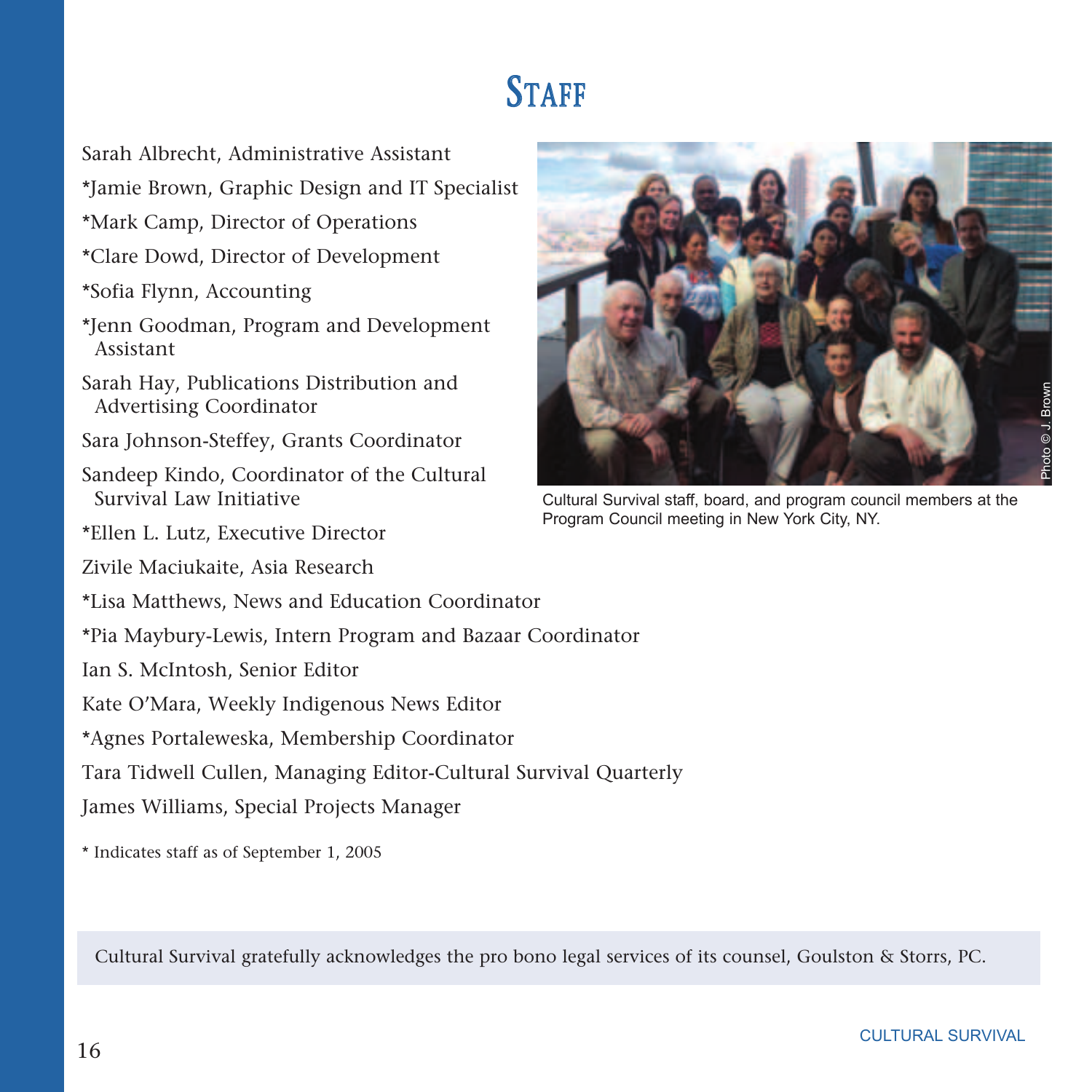# Staff

Sarah Albrecht, Administrative Assistant

*Jamie Brown, Graphic Design and IT Specialist

*Mark Camp, Director of Operations

*Clare Dowd, Director of Development

*Sofia Flynn, Accounting

*Jenn Goodman, Program and Development Assistant

Sarah Hay, Publications Distribution and Advertising Coordinator

Sara Johnson-Steffey, Grants Coordinator

Sandeep Kindo, Coordinator of the Cultural Survival Law Initiative

*Ellen L. Lutz, Executive Director

Zivile Maciukaite, Asia Research

*Lisa Matthews, News and Education Coordinator

*Pia Maybury-Lewis, Intern Program and Bazaar Coordinator

Ian S. McIntosh, Senior Editor

Kate O'Mara, Weekly Indigenous News Editor

*Agnes Portaleweska, Membership Coordinator

Tara Tidwell Cullen, Managing Editor-Cultural Survival Quarterly

James Williams, Special Projects Manager

* Indicates staff as of September 1, 2005

Photo © J. Brown

Cultural Survival staff, board, and program council members at the Program Council meeting in New York City, NY.

Cultural Survival gratefully acknowledges the pro bono legal services of its counsel, Goulston & Storrs, PC.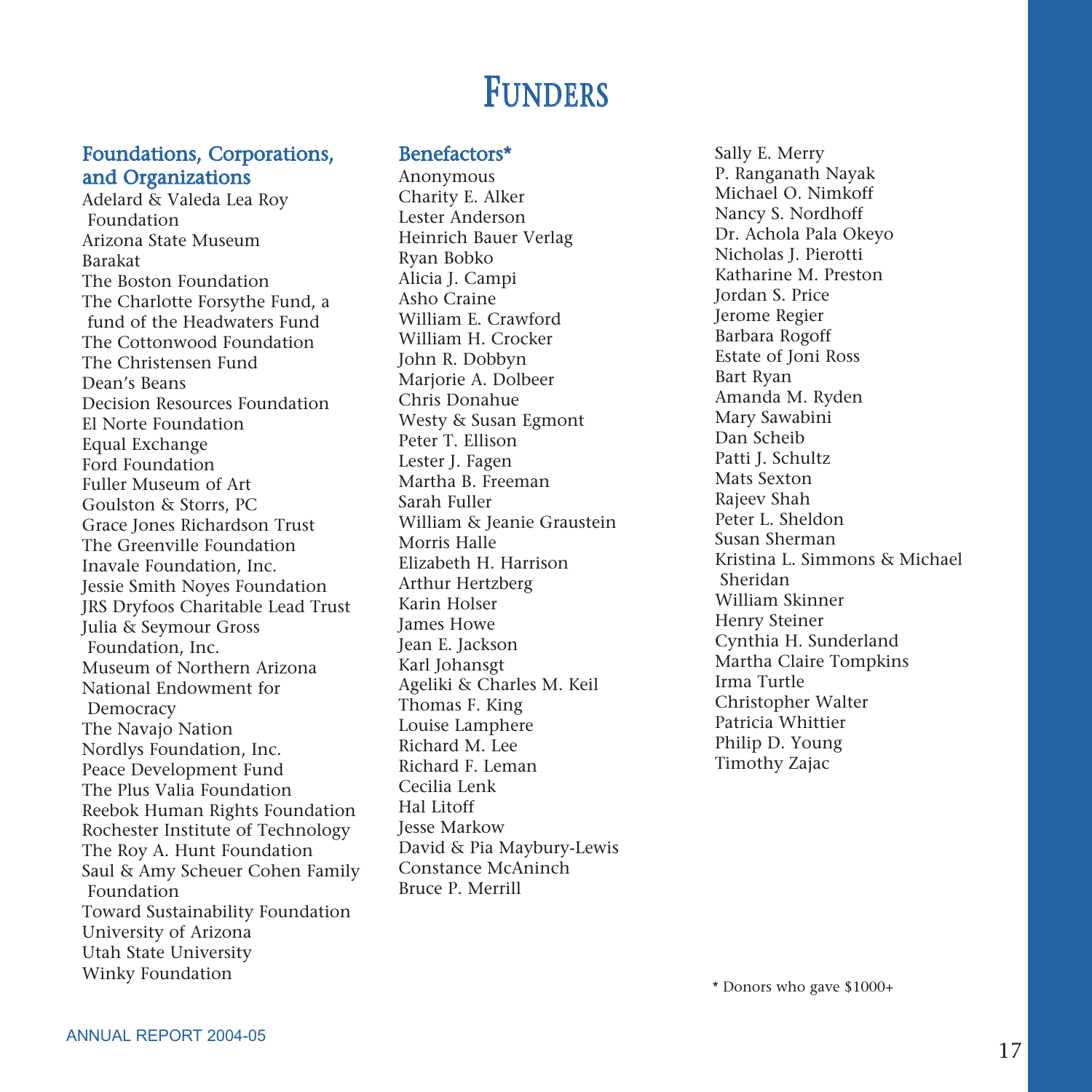# Funders

## Foundations, Corporations, and Organizations

Adelard & Valeda Lea Roy Foundation
Arizona State Museum
Barakat
The Boston Foundation
The Charlotte Forsythe Fund, a fund of the Headwaters Fund
The Cottonwood Foundation
The Christensen Fund
Dean's Beans
Decision Resources Foundation
El Norte Foundation
Equal Exchange
Ford Foundation
Fuller Museum of Art
Goulston & Storrs, PC
Grace Jones Richardson Trust
The Greenville Foundation
Inavale Foundation, Inc.
Jessie Smith Noyes Foundation
JRS Dryfoos Charitable Lead Trust
Julia & Seymour Gross Foundation, Inc.
Museum of Northern Arizona
National Endowment for Democracy
The Navajo Nation
Nordlys Foundation, Inc.
Peace Development Fund
The Plus Valia Foundation
Reebok Human Rights Foundation
Rochester Institute of Technology
The Roy A. Hunt Foundation
Saul & Amy Scheuer Cohen Family Foundation
Toward Sustainability Foundation
University of Arizona
Utah State University
Winky Foundation

## Benefactors*

Anonymous
Charity E. Alker
Lester Anderson
Heinrich Bauer Verlag
Ryan Bobko
Alicia J. Campi
Asho Craine
William E. Crawford
William H. Crocker
John R. Dobbyn
Marjorie A. Dolbeer
Chris Donahue
Westy & Susan Egmont
Peter T. Ellison
Lester J. Fagen
Martha B. Freeman
Sarah Fuller
William & Jeanie Graustein
Morris Halle
Elizabeth H. Harrison
Arthur Hertzberg
Karin Holser
James Howe
Jean E. Jackson
Karl Johansgt
Ageliki & Charles M. Keil
Thomas F. King
Louise Lamphere
Richard M. Lee
Richard F. Leman
Cecilia Lenk
Hal Litoff
Jesse Markow
David & Pia Maybury-Lewis
Constance McAninch
Bruce P. Merrill
Sally E. Merry
P. Ranganath Nayak
Michael O. Nimkoff
Nancy S. Nordhoff
Dr. Achola Pala Okeyo
Nicholas J. Pierotti
Katharine M. Preston
Jordan S. Price
Jerome Regier
Barbara Rogoff
Estate of Joni Ross
Bart Ryan
Amanda M. Ryden
Mary Sawabini
Dan Scheib
Patti J. Schultz
Mats Sexton
Rajeev Shah
Peter L. Sheldon
Susan Sherman
Kristina L. Simmons & Michael Sheridan
William Skinner
Henry Steiner
Cynthia H. Sunderland
Martha Claire Tompkins
Irma Turtle
Christopher Walter
Patricia Whittier
Philip D. Young
Timothy Zajac

* Donors who gave $1000+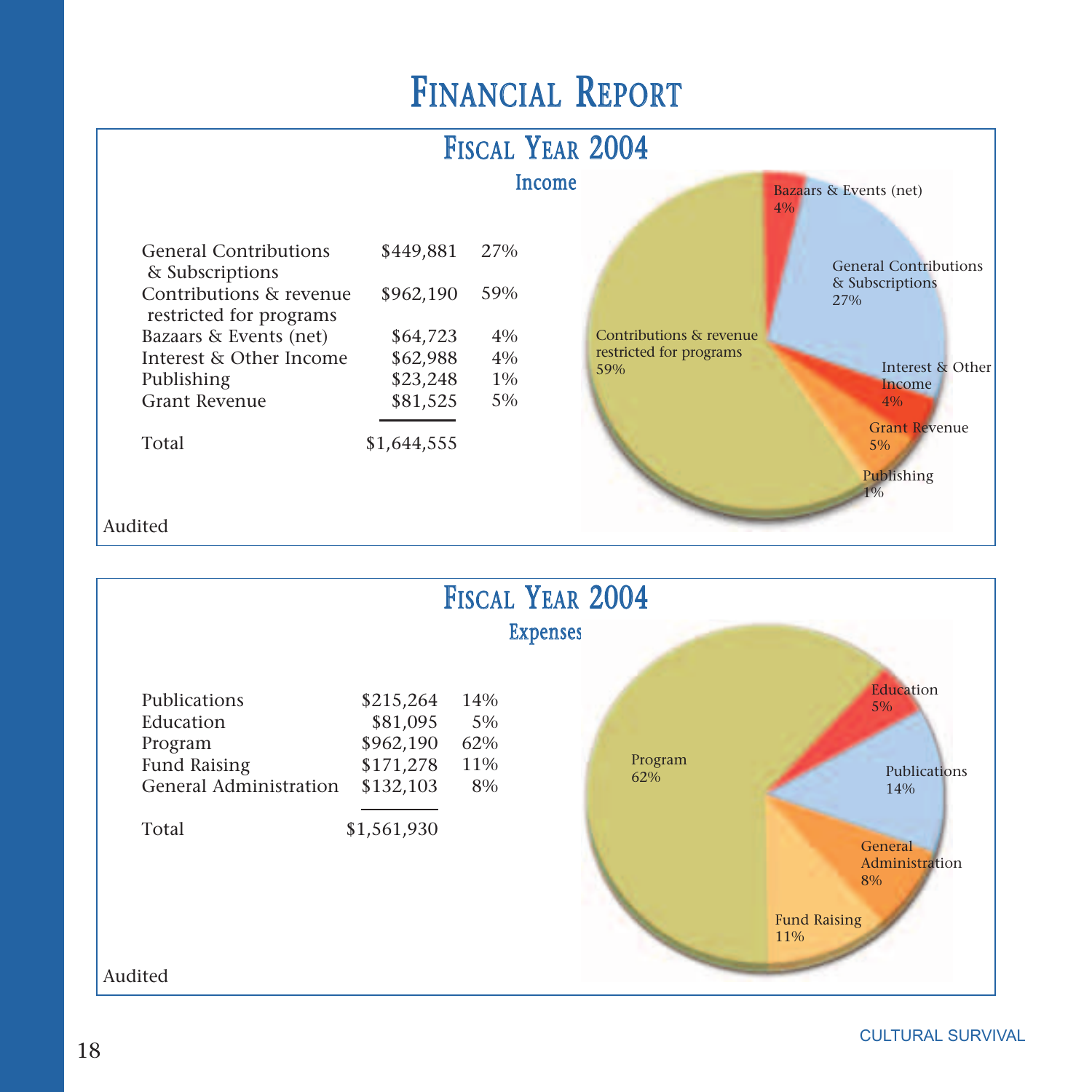# Financial Report

## Fiscal Year 2004

### Income

| | | |
|---|---|---|
| General Contributions & Subscriptions | $449,881 | 27% |
| Contributions & revenue restricted for programs | $962,190 | 59% |
| Bazaars & Events (net) | $64,723 | 4% |
| Interest & Other Income | $62,988 | 4% |
| Publishing | $23,248 | 1% |
| Grant Revenue | $81,525 | 5% |
| Total | $1,644,555 | |

Audited

## Fiscal Year 2004

### Expenses

| | | |
|---|---|---|
| Publications | $215,264 | 14% |
| Education | $81,095 | 5% |
| Program | $962,190 | 62% |
| Fund Raising | $171,278 | 11% |
| General Administration | $132,103 | 8% |
| Total | $1,561,930 | |

Audited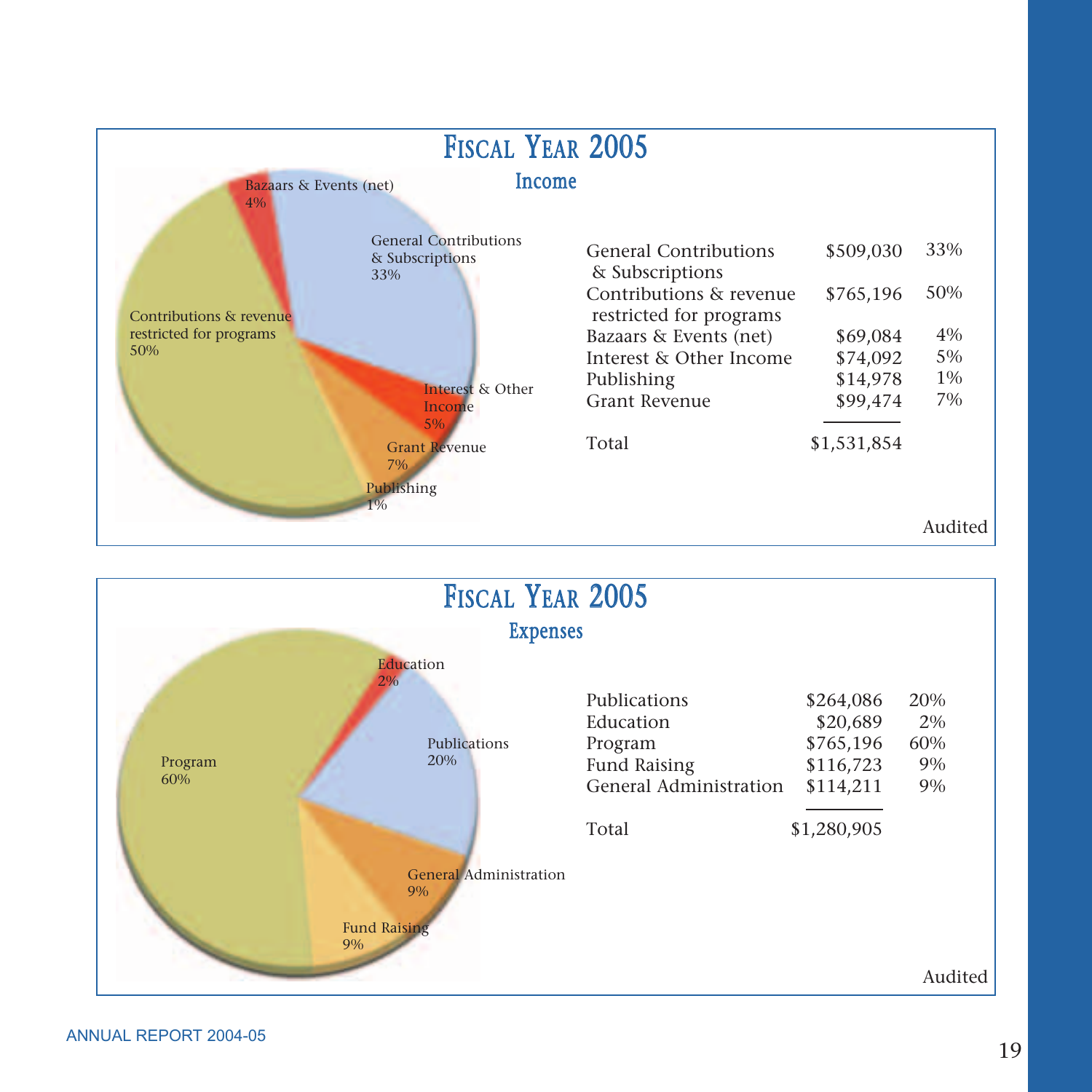## Fiscal Year 2005

### Income

| | | |
|---|---|---|
| General Contributions & Subscriptions | $509,030 | 33% |
| Contributions & revenue restricted for programs | $765,196 | 50% |
| Bazaars & Events (net) | $69,084 | 4% |
| Interest & Other Income | $74,092 | 5% |
| Publishing | $14,978 | 1% |
| Grant Revenue | $99,474 | 7% |
| Total | $1,531,854 | |

Audited

## Fiscal Year 2005

### Expenses

| | | |
|---|---|---|
| Publications | $264,086 | 20% |
| Education | $20,689 | 2% |
| Program | $765,196 | 60% |
| Fund Raising | $116,723 | 9% |
| General Administration | $114,211 | 9% |
| Total | $1,280,905 | |

Audited

ANNUAL REPORT 2004-05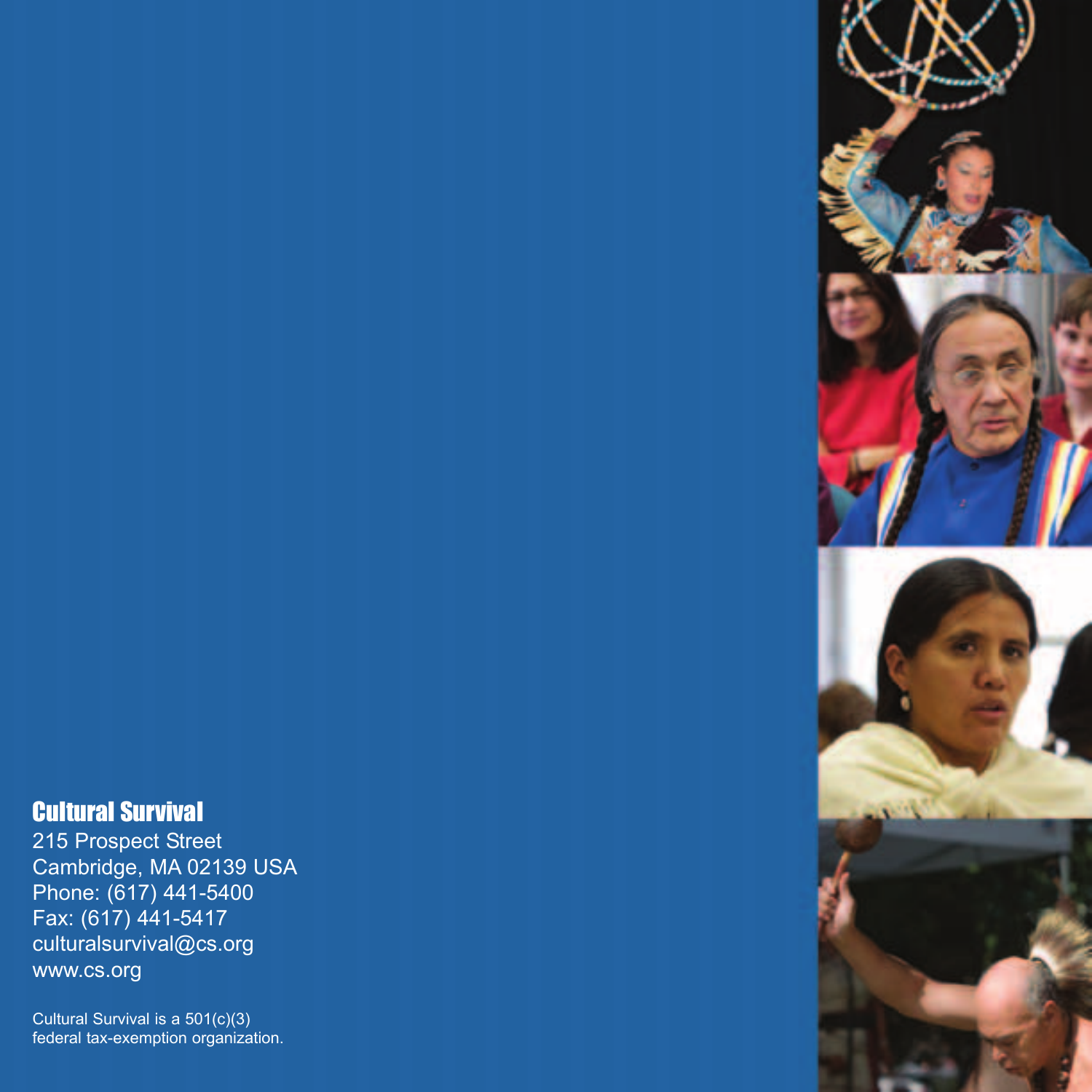## Cultural Survival

215 Prospect Street
Cambridge, MA 02139 USA
Phone: (617) 441-5400
Fax: (617) 441-5417
culturalsurvival@cs.org
www.cs.org

Cultural Survival is a 501(c)(3)
federal tax-exemption organization.